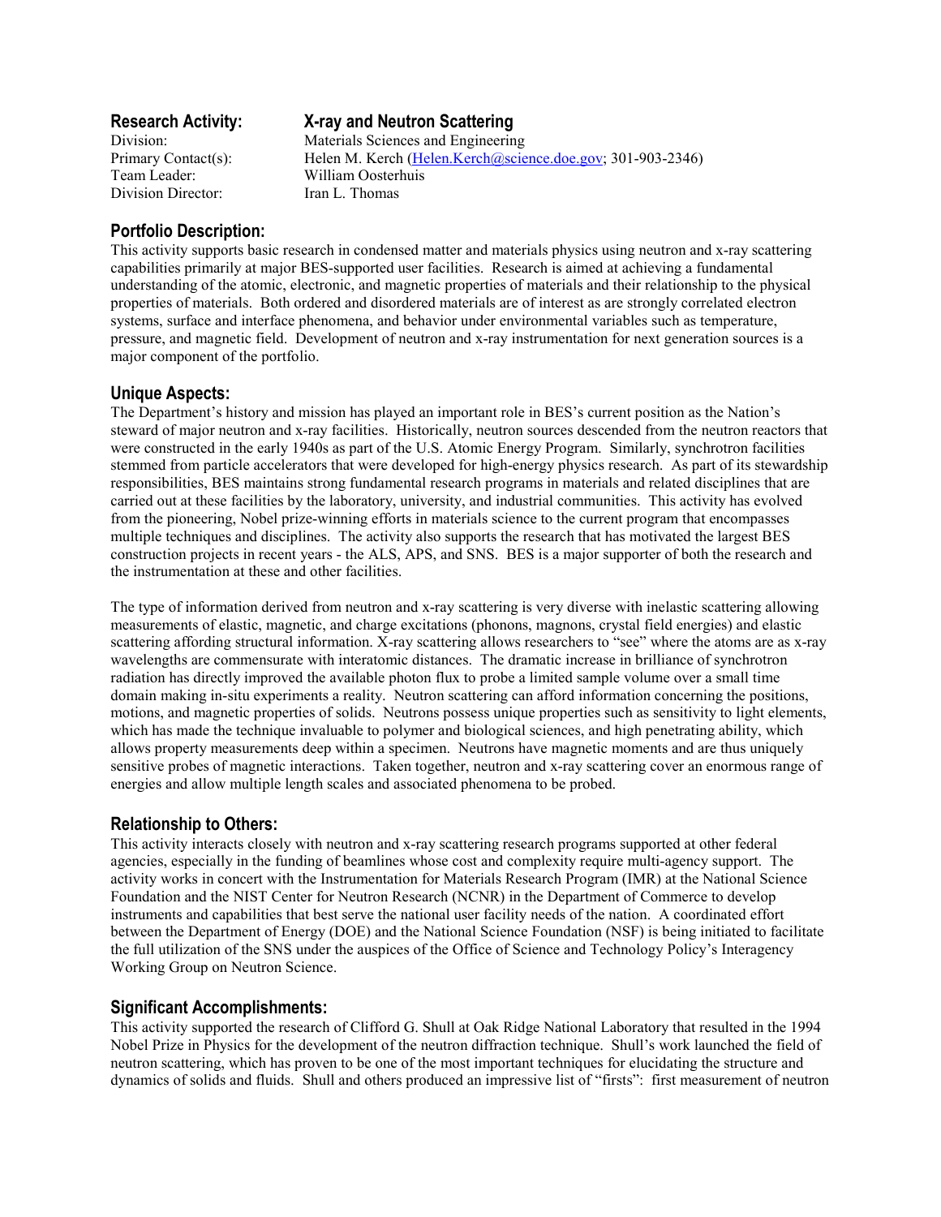## Research Activity: X-ray and Neutron Scattering

Division: Materials Sciences and Engineering
Primary Contact(s): Helen M. Kerch (Helen.Kerch@science.doe.gov; 301-903-2346)
Team Leader: William Oosterhuis
Division Director: Iran L. Thomas

### Portfolio Description:

This activity supports basic research in condensed matter and materials physics using neutron and x-ray scattering capabilities primarily at major BES-supported user facilities. Research is aimed at achieving a fundamental understanding of the atomic, electronic, and magnetic properties of materials and their relationship to the physical properties of materials. Both ordered and disordered materials are of interest as are strongly correlated electron systems, surface and interface phenomena, and behavior under environmental variables such as temperature, pressure, and magnetic field. Development of neutron and x-ray instrumentation for next generation sources is a major component of the portfolio.

### Unique Aspects:

The Department's history and mission has played an important role in BES's current position as the Nation's steward of major neutron and x-ray facilities. Historically, neutron sources descended from the neutron reactors that were constructed in the early 1940s as part of the U.S. Atomic Energy Program. Similarly, synchrotron facilities stemmed from particle accelerators that were developed for high-energy physics research. As part of its stewardship responsibilities, BES maintains strong fundamental research programs in materials and related disciplines that are carried out at these facilities by the laboratory, university, and industrial communities. This activity has evolved from the pioneering, Nobel prize-winning efforts in materials science to the current program that encompasses multiple techniques and disciplines. The activity also supports the research that has motivated the largest BES construction projects in recent years - the ALS, APS, and SNS. BES is a major supporter of both the research and the instrumentation at these and other facilities.

The type of information derived from neutron and x-ray scattering is very diverse with inelastic scattering allowing measurements of elastic, magnetic, and charge excitations (phonons, magnons, crystal field energies) and elastic scattering affording structural information. X-ray scattering allows researchers to "see" where the atoms are as x-ray wavelengths are commensurate with interatomic distances. The dramatic increase in brilliance of synchrotron radiation has directly improved the available photon flux to probe a limited sample volume over a small time domain making in-situ experiments a reality. Neutron scattering can afford information concerning the positions, motions, and magnetic properties of solids. Neutrons possess unique properties such as sensitivity to light elements, which has made the technique invaluable to polymer and biological sciences, and high penetrating ability, which allows property measurements deep within a specimen. Neutrons have magnetic moments and are thus uniquely sensitive probes of magnetic interactions. Taken together, neutron and x-ray scattering cover an enormous range of energies and allow multiple length scales and associated phenomena to be probed.

### Relationship to Others:

This activity interacts closely with neutron and x-ray scattering research programs supported at other federal agencies, especially in the funding of beamlines whose cost and complexity require multi-agency support. The activity works in concert with the Instrumentation for Materials Research Program (IMR) at the National Science Foundation and the NIST Center for Neutron Research (NCNR) in the Department of Commerce to develop instruments and capabilities that best serve the national user facility needs of the nation. A coordinated effort between the Department of Energy (DOE) and the National Science Foundation (NSF) is being initiated to facilitate the full utilization of the SNS under the auspices of the Office of Science and Technology Policy's Interagency Working Group on Neutron Science.

### Significant Accomplishments:

This activity supported the research of Clifford G. Shull at Oak Ridge National Laboratory that resulted in the 1994 Nobel Prize in Physics for the development of the neutron diffraction technique. Shull's work launched the field of neutron scattering, which has proven to be one of the most important techniques for elucidating the structure and dynamics of solids and fluids. Shull and others produced an impressive list of "firsts": first measurement of neutron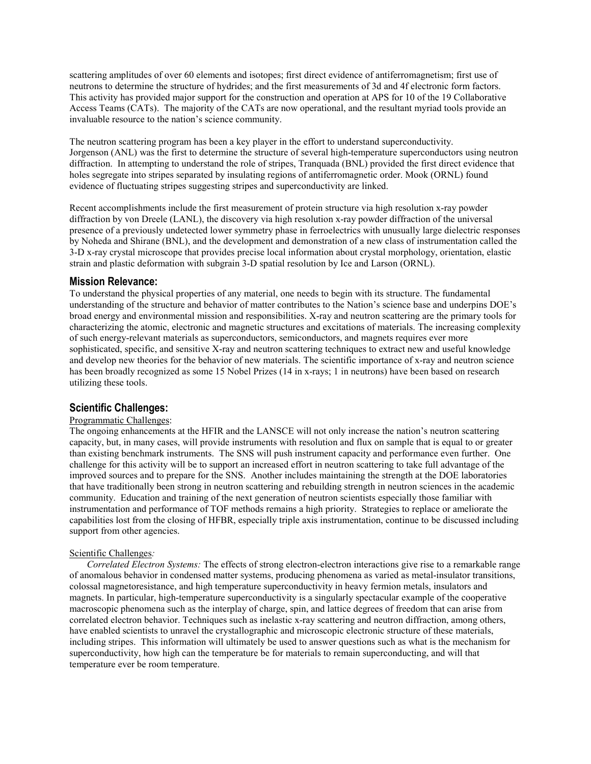scattering amplitudes of over 60 elements and isotopes; first direct evidence of antiferromagnetism; first use of neutrons to determine the structure of hydrides; and the first measurements of 3d and 4f electronic form factors. This activity has provided major support for the construction and operation at APS for 10 of the 19 Collaborative Access Teams (CATs). The majority of the CATs are now operational, and the resultant myriad tools provide an invaluable resource to the nation's science community.

The neutron scattering program has been a key player in the effort to understand superconductivity. Jorgenson (ANL) was the first to determine the structure of several high-temperature superconductors using neutron diffraction. In attempting to understand the role of stripes, Tranquada (BNL) provided the first direct evidence that holes segregate into stripes separated by insulating regions of antiferromagnetic order. Mook (ORNL) found evidence of fluctuating stripes suggesting stripes and superconductivity are linked.

Recent accomplishments include the first measurement of protein structure via high resolution x-ray powder diffraction by von Dreele (LANL), the discovery via high resolution x-ray powder diffraction of the universal presence of a previously undetected lower symmetry phase in ferroelectrics with unusually large dielectric responses by Noheda and Shirane (BNL), and the development and demonstration of a new class of instrumentation called the 3-D x-ray crystal microscope that provides precise local information about crystal morphology, orientation, elastic strain and plastic deformation with subgrain 3-D spatial resolution by Ice and Larson (ORNL).

## Mission Relevance:

To understand the physical properties of any material, one needs to begin with its structure. The fundamental understanding of the structure and behavior of matter contributes to the Nation's science base and underpins DOE's broad energy and environmental mission and responsibilities. X-ray and neutron scattering are the primary tools for characterizing the atomic, electronic and magnetic structures and excitations of materials. The increasing complexity of such energy-relevant materials as superconductors, semiconductors, and magnets requires ever more sophisticated, specific, and sensitive X-ray and neutron scattering techniques to extract new and useful knowledge and develop new theories for the behavior of new materials. The scientific importance of x-ray and neutron science has been broadly recognized as some 15 Nobel Prizes (14 in x-rays; 1 in neutrons) have been based on research utilizing these tools.

## Scientific Challenges:

Programmatic Challenges:

The ongoing enhancements at the HFIR and the LANSCE will not only increase the nation's neutron scattering capacity, but, in many cases, will provide instruments with resolution and flux on sample that is equal to or greater than existing benchmark instruments. The SNS will push instrument capacity and performance even further. One challenge for this activity will be to support an increased effort in neutron scattering to take full advantage of the improved sources and to prepare for the SNS. Another includes maintaining the strength at the DOE laboratories that have traditionally been strong in neutron scattering and rebuilding strength in neutron sciences in the academic community. Education and training of the next generation of neutron scientists especially those familiar with instrumentation and performance of TOF methods remains a high priority. Strategies to replace or ameliorate the capabilities lost from the closing of HFBR, especially triple axis instrumentation, continue to be discussed including support from other agencies.

Scientific Challenges*:*

*Correlated Electron Systems:* The effects of strong electron-electron interactions give rise to a remarkable range of anomalous behavior in condensed matter systems, producing phenomena as varied as metal-insulator transitions, colossal magnetoresistance, and high temperature superconductivity in heavy fermion metals, insulators and magnets. In particular, high-temperature superconductivity is a singularly spectacular example of the cooperative macroscopic phenomena such as the interplay of charge, spin, and lattice degrees of freedom that can arise from correlated electron behavior. Techniques such as inelastic x-ray scattering and neutron diffraction, among others, have enabled scientists to unravel the crystallographic and microscopic electronic structure of these materials, including stripes. This information will ultimately be used to answer questions such as what is the mechanism for superconductivity, how high can the temperature be for materials to remain superconducting, and will that temperature ever be room temperature.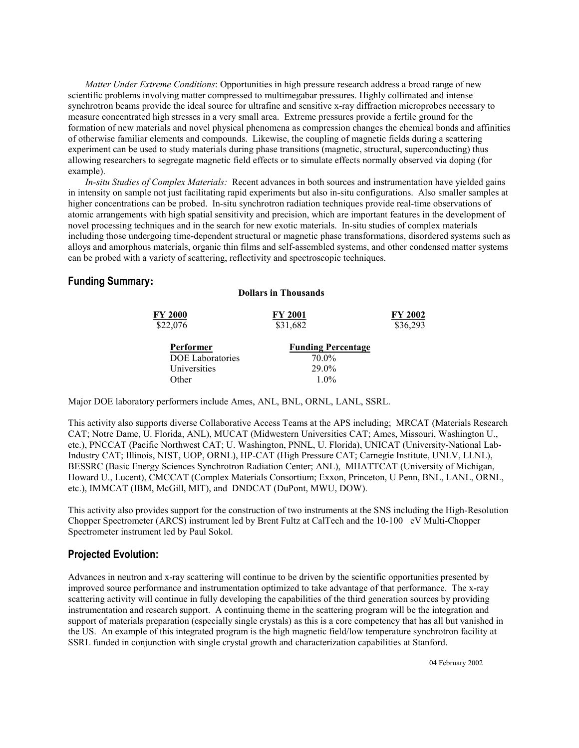*Matter Under Extreme Conditions*: Opportunities in high pressure research address a broad range of new scientific problems involving matter compressed to multimegabar pressures. Highly collimated and intense synchrotron beams provide the ideal source for ultrafine and sensitive x-ray diffraction microprobes necessary to measure concentrated high stresses in a very small area. Extreme pressures provide a fertile ground for the formation of new materials and novel physical phenomena as compression changes the chemical bonds and affinities of otherwise familiar elements and compounds. Likewise, the coupling of magnetic fields during a scattering experiment can be used to study materials during phase transitions (magnetic, structural, superconducting) thus allowing researchers to segregate magnetic field effects or to simulate effects normally observed via doping (for example).

*In-situ Studies of Complex Materials:* Recent advances in both sources and instrumentation have yielded gains in intensity on sample not just facilitating rapid experiments but also in-situ configurations. Also smaller samples at higher concentrations can be probed. In-situ synchrotron radiation techniques provide real-time observations of atomic arrangements with high spatial sensitivity and precision, which are important features in the development of novel processing techniques and in the search for new exotic materials. In-situ studies of complex materials including those undergoing time-dependent structural or magnetic phase transformations, disordered systems such as alloys and amorphous materials, organic thin films and self-assembled systems, and other condensed matter systems can be probed with a variety of scattering, reflectivity and spectroscopic techniques.

## Funding Summary:

**Dollars in Thousands**

| FY 2000 | FY 2001 | FY 2002 |
|---|---|---|
| $22,076 | $31,682 | $36,293 |

| Performer | Funding Percentage |
|---|---|
| DOE Laboratories | 70.0% |
| Universities | 29.0% |
| Other | 1.0% |

Major DOE laboratory performers include Ames, ANL, BNL, ORNL, LANL, SSRL.

This activity also supports diverse Collaborative Access Teams at the APS including; MRCAT (Materials Research CAT; Notre Dame, U. Florida, ANL), MUCAT (Midwestern Universities CAT; Ames, Missouri, Washington U., etc.), PNCCAT (Pacific Northwest CAT; U. Washington, PNNL, U. Florida), UNICAT (University-National Lab-Industry CAT; Illinois, NIST, UOP, ORNL), HP-CAT (High Pressure CAT; Carnegie Institute, UNLV, LLNL), BESSRC (Basic Energy Sciences Synchrotron Radiation Center; ANL), MHATTCAT (University of Michigan, Howard U., Lucent), CMCCAT (Complex Materials Consortium; Exxon, Princeton, U Penn, BNL, LANL, ORNL, etc.), IMMCAT (IBM, McGill, MIT), and DNDCAT (DuPont, MWU, DOW).

This activity also provides support for the construction of two instruments at the SNS including the High-Resolution Chopper Spectrometer (ARCS) instrument led by Brent Fultz at CalTech and the 10-100 eV Multi-Chopper Spectrometer instrument led by Paul Sokol.

## Projected Evolution:

Advances in neutron and x-ray scattering will continue to be driven by the scientific opportunities presented by improved source performance and instrumentation optimized to take advantage of that performance. The x-ray scattering activity will continue in fully developing the capabilities of the third generation sources by providing instrumentation and research support. A continuing theme in the scattering program will be the integration and support of materials preparation (especially single crystals) as this is a core competency that has all but vanished in the US. An example of this integrated program is the high magnetic field/low temperature synchrotron facility at SSRL funded in conjunction with single crystal growth and characterization capabilities at Stanford.

04 February 2002